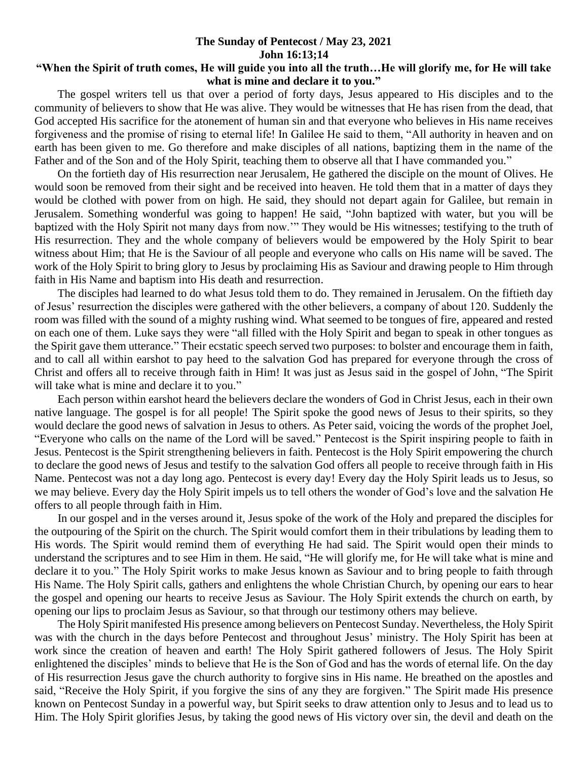**The Sunday of Pentecost / May 23, 2021**
**John 16:13;14**
**"When the Spirit of truth comes, He will guide you into all the truth…He will glorify me, for He will take what is mine and declare it to you."**

The gospel writers tell us that over a period of forty days, Jesus appeared to His disciples and to the community of believers to show that He was alive. They would be witnesses that He has risen from the dead, that God accepted His sacrifice for the atonement of human sin and that everyone who believes in His name receives forgiveness and the promise of rising to eternal life! In Galilee He said to them, "All authority in heaven and on earth has been given to me. Go therefore and make disciples of all nations, baptizing them in the name of the Father and of the Son and of the Holy Spirit, teaching them to observe all that I have commanded you."

On the fortieth day of His resurrection near Jerusalem, He gathered the disciple on the mount of Olives. He would soon be removed from their sight and be received into heaven. He told them that in a matter of days they would be clothed with power from on high. He said, they should not depart again for Galilee, but remain in Jerusalem. Something wonderful was going to happen! He said, "John baptized with water, but you will be baptized with the Holy Spirit not many days from now.'" They would be His witnesses; testifying to the truth of His resurrection. They and the whole company of believers would be empowered by the Holy Spirit to bear witness about Him; that He is the Saviour of all people and everyone who calls on His name will be saved. The work of the Holy Spirit to bring glory to Jesus by proclaiming His as Saviour and drawing people to Him through faith in His Name and baptism into His death and resurrection.

The disciples had learned to do what Jesus told them to do. They remained in Jerusalem. On the fiftieth day of Jesus' resurrection the disciples were gathered with the other believers, a company of about 120. Suddenly the room was filled with the sound of a mighty rushing wind. What seemed to be tongues of fire, appeared and rested on each one of them. Luke says they were "all filled with the Holy Spirit and began to speak in other tongues as the Spirit gave them utterance." Their ecstatic speech served two purposes: to bolster and encourage them in faith, and to call all within earshot to pay heed to the salvation God has prepared for everyone through the cross of Christ and offers all to receive through faith in Him! It was just as Jesus said in the gospel of John, "The Spirit will take what is mine and declare it to you."

Each person within earshot heard the believers declare the wonders of God in Christ Jesus, each in their own native language. The gospel is for all people! The Spirit spoke the good news of Jesus to their spirits, so they would declare the good news of salvation in Jesus to others. As Peter said, voicing the words of the prophet Joel, "Everyone who calls on the name of the Lord will be saved." Pentecost is the Spirit inspiring people to faith in Jesus. Pentecost is the Spirit strengthening believers in faith. Pentecost is the Holy Spirit empowering the church to declare the good news of Jesus and testify to the salvation God offers all people to receive through faith in His Name. Pentecost was not a day long ago. Pentecost is every day! Every day the Holy Spirit leads us to Jesus, so we may believe. Every day the Holy Spirit impels us to tell others the wonder of God's love and the salvation He offers to all people through faith in Him.

In our gospel and in the verses around it, Jesus spoke of the work of the Holy and prepared the disciples for the outpouring of the Spirit on the church. The Spirit would comfort them in their tribulations by leading them to His words. The Spirit would remind them of everything He had said. The Spirit would open their minds to understand the scriptures and to see Him in them. He said, "He will glorify me, for He will take what is mine and declare it to you." The Holy Spirit works to make Jesus known as Saviour and to bring people to faith through His Name. The Holy Spirit calls, gathers and enlightens the whole Christian Church, by opening our ears to hear the gospel and opening our hearts to receive Jesus as Saviour. The Holy Spirit extends the church on earth, by opening our lips to proclaim Jesus as Saviour, so that through our testimony others may believe.

The Holy Spirit manifested His presence among believers on Pentecost Sunday. Nevertheless, the Holy Spirit was with the church in the days before Pentecost and throughout Jesus' ministry. The Holy Spirit has been at work since the creation of heaven and earth! The Holy Spirit gathered followers of Jesus. The Holy Spirit enlightened the disciples' minds to believe that He is the Son of God and has the words of eternal life. On the day of His resurrection Jesus gave the church authority to forgive sins in His name. He breathed on the apostles and said, "Receive the Holy Spirit, if you forgive the sins of any they are forgiven." The Spirit made His presence known on Pentecost Sunday in a powerful way, but Spirit seeks to draw attention only to Jesus and to lead us to Him. The Holy Spirit glorifies Jesus, by taking the good news of His victory over sin, the devil and death on the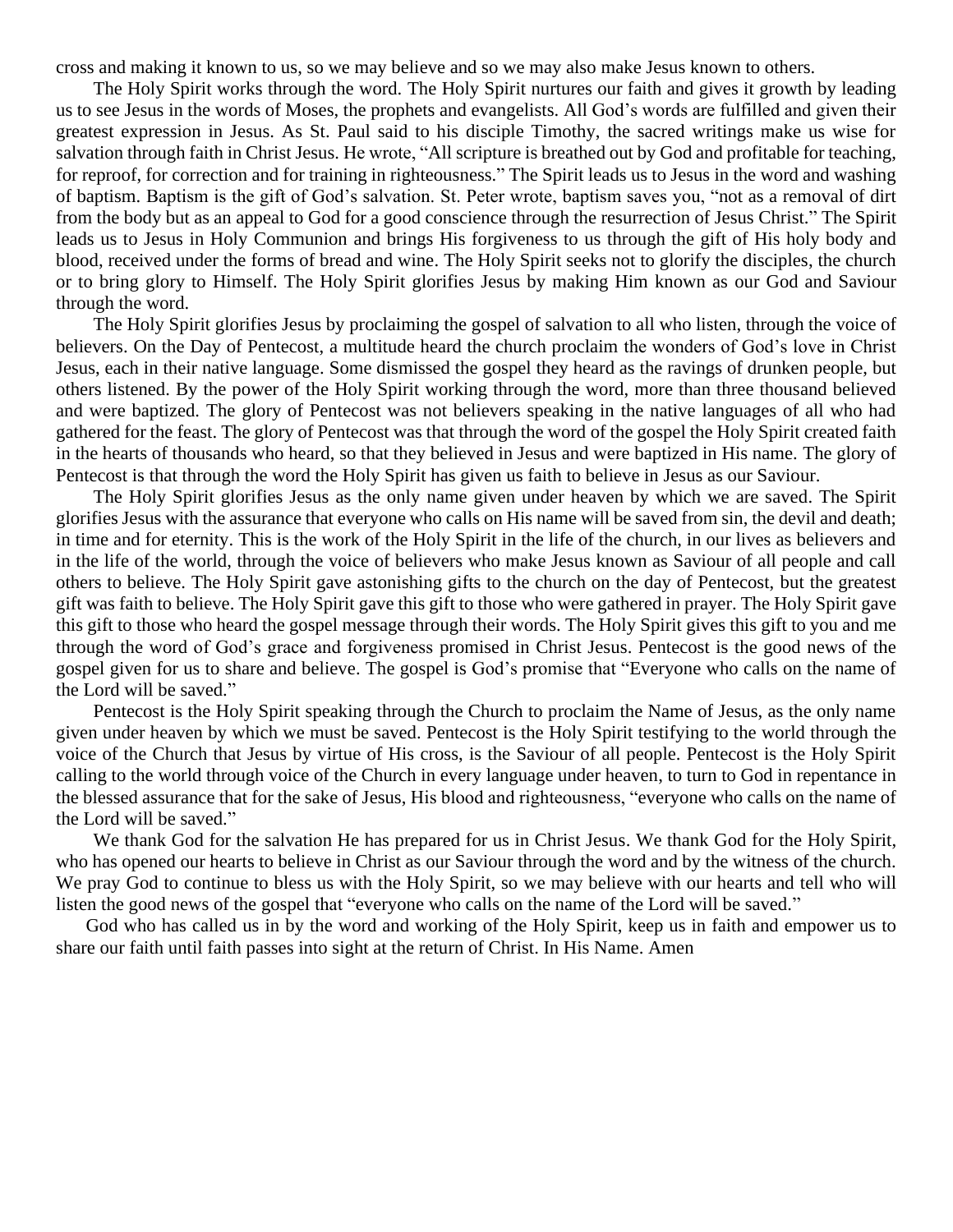cross and making it known to us, so we may believe and so we may also make Jesus known to others.

The Holy Spirit works through the word. The Holy Spirit nurtures our faith and gives it growth by leading us to see Jesus in the words of Moses, the prophets and evangelists. All God's words are fulfilled and given their greatest expression in Jesus. As St. Paul said to his disciple Timothy, the sacred writings make us wise for salvation through faith in Christ Jesus. He wrote, "All scripture is breathed out by God and profitable for teaching, for reproof, for correction and for training in righteousness." The Spirit leads us to Jesus in the word and washing of baptism. Baptism is the gift of God's salvation. St. Peter wrote, baptism saves you, "not as a removal of dirt from the body but as an appeal to God for a good conscience through the resurrection of Jesus Christ." The Spirit leads us to Jesus in Holy Communion and brings His forgiveness to us through the gift of His holy body and blood, received under the forms of bread and wine. The Holy Spirit seeks not to glorify the disciples, the church or to bring glory to Himself. The Holy Spirit glorifies Jesus by making Him known as our God and Saviour through the word.

The Holy Spirit glorifies Jesus by proclaiming the gospel of salvation to all who listen, through the voice of believers. On the Day of Pentecost, a multitude heard the church proclaim the wonders of God's love in Christ Jesus, each in their native language. Some dismissed the gospel they heard as the ravings of drunken people, but others listened. By the power of the Holy Spirit working through the word, more than three thousand believed and were baptized. The glory of Pentecost was not believers speaking in the native languages of all who had gathered for the feast. The glory of Pentecost was that through the word of the gospel the Holy Spirit created faith in the hearts of thousands who heard, so that they believed in Jesus and were baptized in His name. The glory of Pentecost is that through the word the Holy Spirit has given us faith to believe in Jesus as our Saviour.

The Holy Spirit glorifies Jesus as the only name given under heaven by which we are saved. The Spirit glorifies Jesus with the assurance that everyone who calls on His name will be saved from sin, the devil and death; in time and for eternity. This is the work of the Holy Spirit in the life of the church, in our lives as believers and in the life of the world, through the voice of believers who make Jesus known as Saviour of all people and call others to believe. The Holy Spirit gave astonishing gifts to the church on the day of Pentecost, but the greatest gift was faith to believe. The Holy Spirit gave this gift to those who were gathered in prayer. The Holy Spirit gave this gift to those who heard the gospel message through their words. The Holy Spirit gives this gift to you and me through the word of God's grace and forgiveness promised in Christ Jesus. Pentecost is the good news of the gospel given for us to share and believe. The gospel is God's promise that "Everyone who calls on the name of the Lord will be saved."

Pentecost is the Holy Spirit speaking through the Church to proclaim the Name of Jesus, as the only name given under heaven by which we must be saved. Pentecost is the Holy Spirit testifying to the world through the voice of the Church that Jesus by virtue of His cross, is the Saviour of all people. Pentecost is the Holy Spirit calling to the world through voice of the Church in every language under heaven, to turn to God in repentance in the blessed assurance that for the sake of Jesus, His blood and righteousness, "everyone who calls on the name of the Lord will be saved."

We thank God for the salvation He has prepared for us in Christ Jesus. We thank God for the Holy Spirit, who has opened our hearts to believe in Christ as our Saviour through the word and by the witness of the church. We pray God to continue to bless us with the Holy Spirit, so we may believe with our hearts and tell who will listen the good news of the gospel that "everyone who calls on the name of the Lord will be saved."

God who has called us in by the word and working of the Holy Spirit, keep us in faith and empower us to share our faith until faith passes into sight at the return of Christ. In His Name. Amen